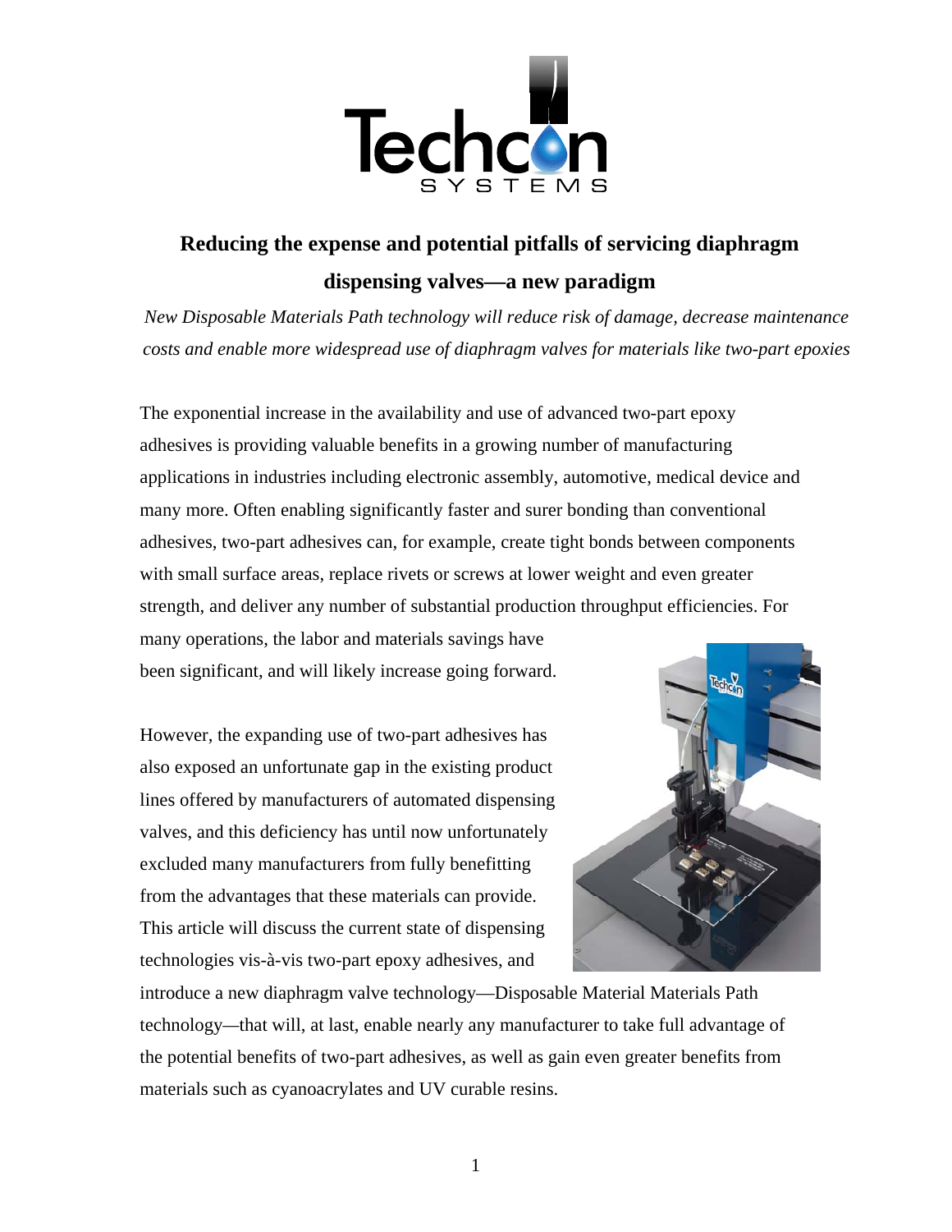# Reducing the expense and potential pitfalls of servicing diaphragm dispensing valves—a new paradigm

*New Disposable Materials Path technology will reduce risk of damage, decrease maintenance costs and enable more widespread use of diaphragm valves for materials like two-part epoxies*

The exponential increase in the availability and use of advanced two-part epoxy adhesives is providing valuable benefits in a growing number of manufacturing applications in industries including electronic assembly, automotive, medical device and many more. Often enabling significantly faster and surer bonding than conventional adhesives, two-part adhesives can, for example, create tight bonds between components with small surface areas, replace rivets or screws at lower weight and even greater strength, and deliver any number of substantial production throughput efficiencies. For many operations, the labor and materials savings have been significant, and will likely increase going forward.

However, the expanding use of two-part adhesives has also exposed an unfortunate gap in the existing product lines offered by manufacturers of automated dispensing valves, and this deficiency has until now unfortunately excluded many manufacturers from fully benefitting from the advantages that these materials can provide. This article will discuss the current state of dispensing technologies vis-à-vis two-part epoxy adhesives, and introduce a new diaphragm valve technology—Disposable Material Materials Path technology—that will, at last, enable nearly any manufacturer to take full advantage of the potential benefits of two-part adhesives, as well as gain even greater benefits from materials such as cyanoacrylates and UV curable resins.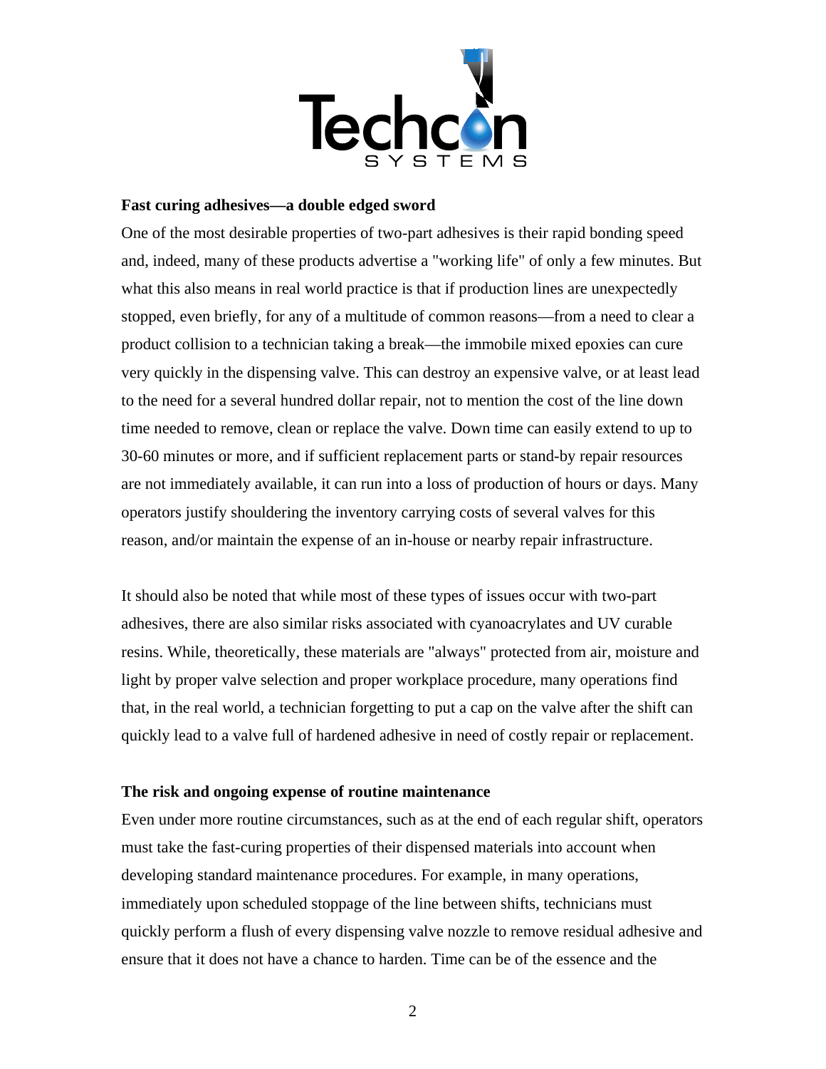**Fast curing adhesives—a double edged sword**

One of the most desirable properties of two-part adhesives is their rapid bonding speed and, indeed, many of these products advertise a "working life" of only a few minutes. But what this also means in real world practice is that if production lines are unexpectedly stopped, even briefly, for any of a multitude of common reasons—from a need to clear a product collision to a technician taking a break—the immobile mixed epoxies can cure very quickly in the dispensing valve. This can destroy an expensive valve, or at least lead to the need for a several hundred dollar repair, not to mention the cost of the line down time needed to remove, clean or replace the valve. Down time can easily extend to up to 30-60 minutes or more, and if sufficient replacement parts or stand-by repair resources are not immediately available, it can run into a loss of production of hours or days. Many operators justify shouldering the inventory carrying costs of several valves for this reason, and/or maintain the expense of an in-house or nearby repair infrastructure.

It should also be noted that while most of these types of issues occur with two-part adhesives, there are also similar risks associated with cyanoacrylates and UV curable resins. While, theoretically, these materials are "always" protected from air, moisture and light by proper valve selection and proper workplace procedure, many operations find that, in the real world, a technician forgetting to put a cap on the valve after the shift can quickly lead to a valve full of hardened adhesive in need of costly repair or replacement.

**The risk and ongoing expense of routine maintenance**

Even under more routine circumstances, such as at the end of each regular shift, operators must take the fast-curing properties of their dispensed materials into account when developing standard maintenance procedures. For example, in many operations, immediately upon scheduled stoppage of the line between shifts, technicians must quickly perform a flush of every dispensing valve nozzle to remove residual adhesive and ensure that it does not have a chance to harden. Time can be of the essence and the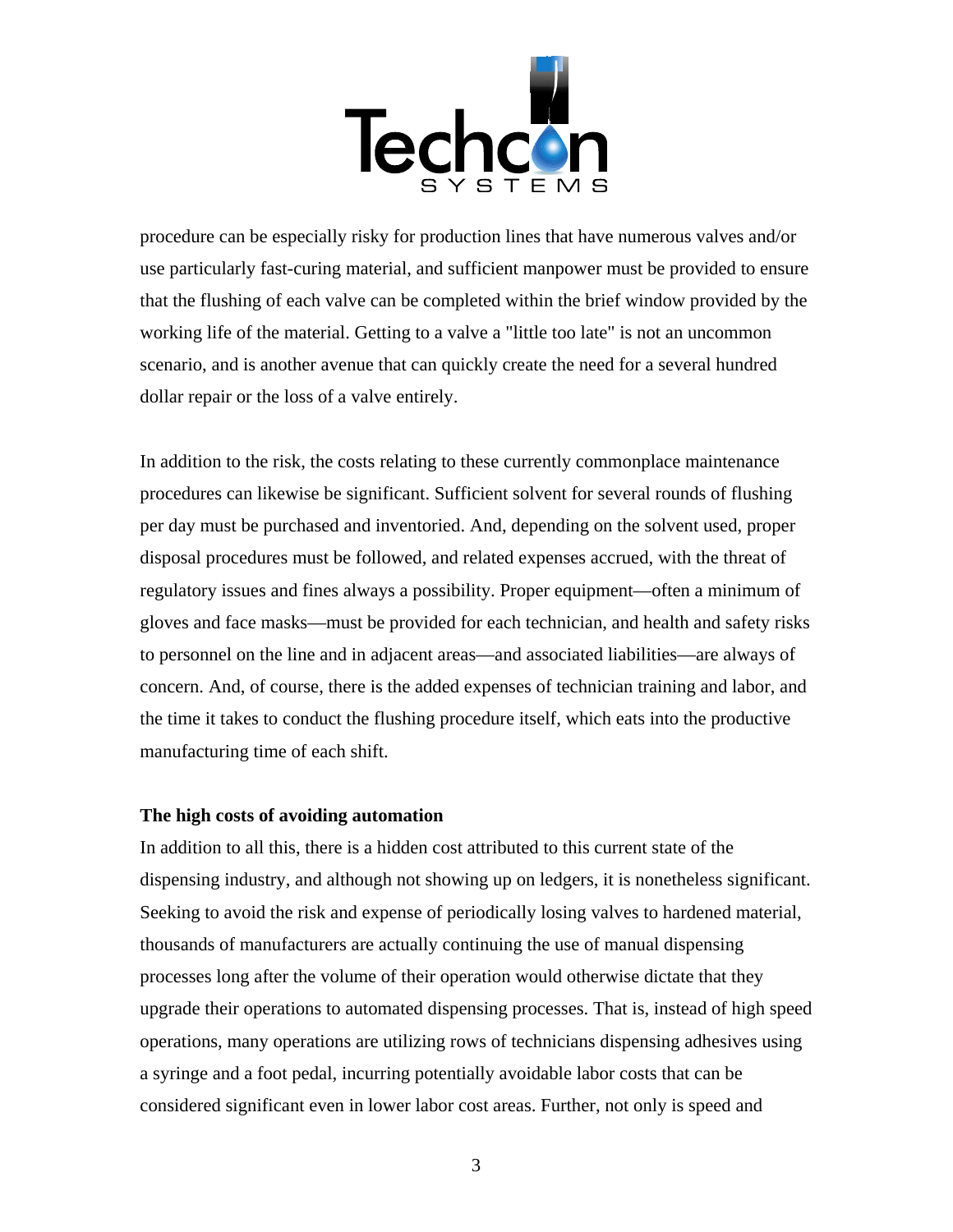procedure can be especially risky for production lines that have numerous valves and/or use particularly fast-curing material, and sufficient manpower must be provided to ensure that the flushing of each valve can be completed within the brief window provided by the working life of the material. Getting to a valve a "little too late" is not an uncommon scenario, and is another avenue that can quickly create the need for a several hundred dollar repair or the loss of a valve entirely.

In addition to the risk, the costs relating to these currently commonplace maintenance procedures can likewise be significant. Sufficient solvent for several rounds of flushing per day must be purchased and inventoried. And, depending on the solvent used, proper disposal procedures must be followed, and related expenses accrued, with the threat of regulatory issues and fines always a possibility. Proper equipment—often a minimum of gloves and face masks—must be provided for each technician, and health and safety risks to personnel on the line and in adjacent areas—and associated liabilities—are always of concern. And, of course, there is the added expenses of technician training and labor, and the time it takes to conduct the flushing procedure itself, which eats into the productive manufacturing time of each shift.

**The high costs of avoiding automation**

In addition to all this, there is a hidden cost attributed to this current state of the dispensing industry, and although not showing up on ledgers, it is nonetheless significant. Seeking to avoid the risk and expense of periodically losing valves to hardened material, thousands of manufacturers are actually continuing the use of manual dispensing processes long after the volume of their operation would otherwise dictate that they upgrade their operations to automated dispensing processes. That is, instead of high speed operations, many operations are utilizing rows of technicians dispensing adhesives using a syringe and a foot pedal, incurring potentially avoidable labor costs that can be considered significant even in lower labor cost areas. Further, not only is speed and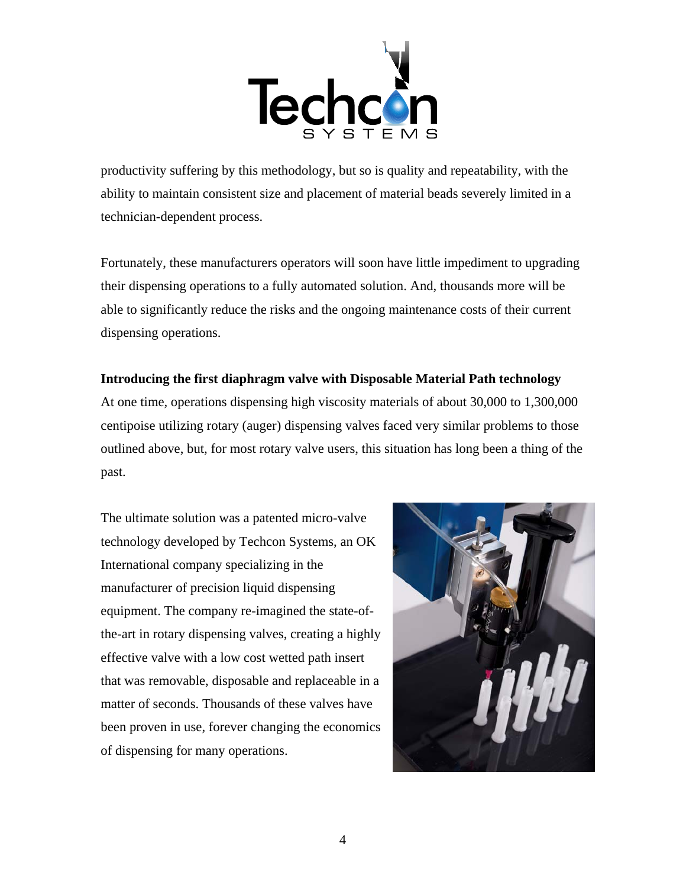productivity suffering by this methodology, but so is quality and repeatability, with the ability to maintain consistent size and placement of material beads severely limited in a technician-dependent process.

Fortunately, these manufacturers operators will soon have little impediment to upgrading their dispensing operations to a fully automated solution. And, thousands more will be able to significantly reduce the risks and the ongoing maintenance costs of their current dispensing operations.

**Introducing the first diaphragm valve with Disposable Material Path technology**

At one time, operations dispensing high viscosity materials of about 30,000 to 1,300,000 centipoise utilizing rotary (auger) dispensing valves faced very similar problems to those outlined above, but, for most rotary valve users, this situation has long been a thing of the past.

The ultimate solution was a patented micro-valve technology developed by Techcon Systems, an OK International company specializing in the manufacturer of precision liquid dispensing equipment. The company re-imagined the state-of-the-art in rotary dispensing valves, creating a highly effective valve with a low cost wetted path insert that was removable, disposable and replaceable in a matter of seconds. Thousands of these valves have been proven in use, forever changing the economics of dispensing for many operations.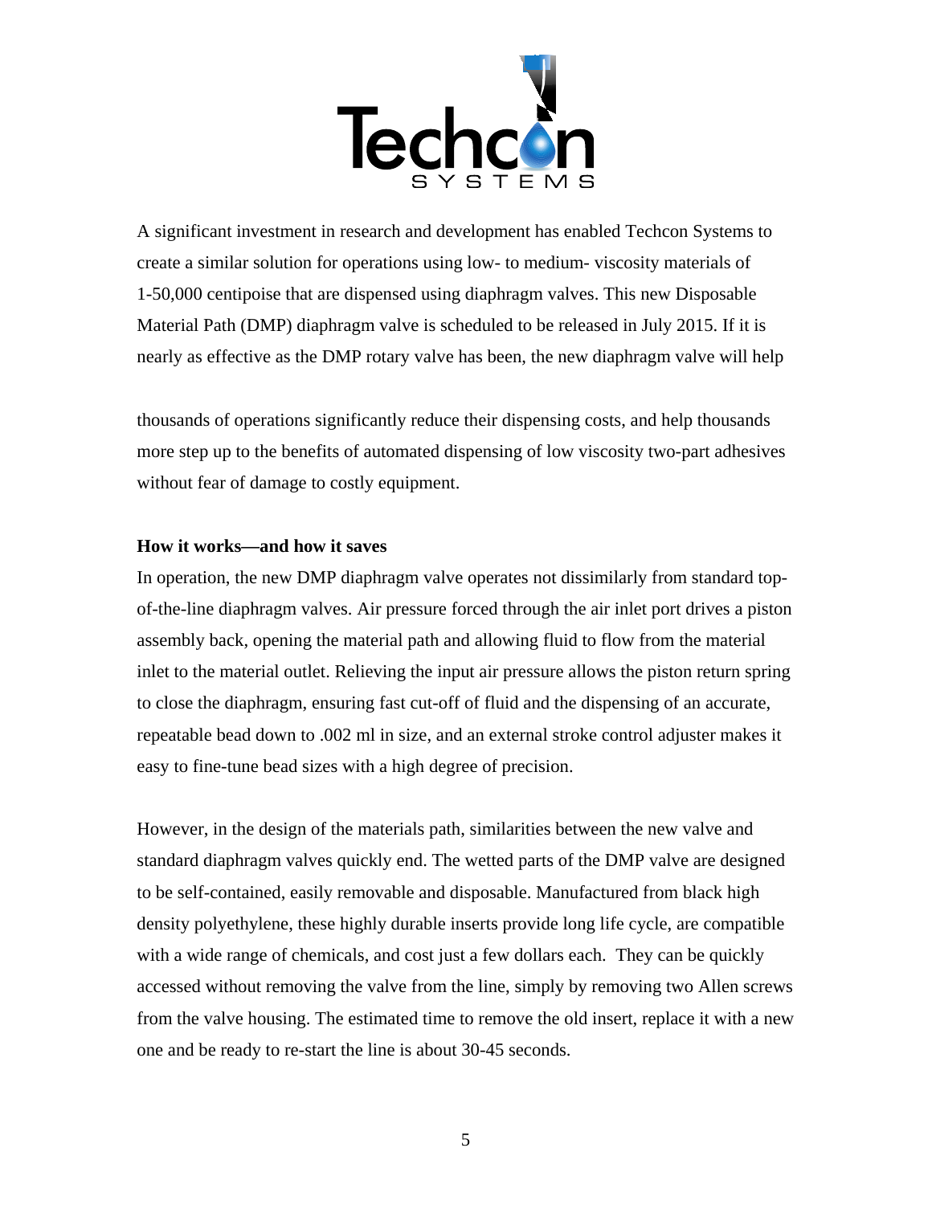A significant investment in research and development has enabled Techcon Systems to create a similar solution for operations using low- to medium- viscosity materials of 1-50,000 centipoise that are dispensed using diaphragm valves. This new Disposable Material Path (DMP) diaphragm valve is scheduled to be released in July 2015. If it is nearly as effective as the DMP rotary valve has been, the new diaphragm valve will help

thousands of operations significantly reduce their dispensing costs, and help thousands more step up to the benefits of automated dispensing of low viscosity two-part adhesives without fear of damage to costly equipment.

**How it works—and how it saves**

In operation, the new DMP diaphragm valve operates not dissimilarly from standard top-of-the-line diaphragm valves. Air pressure forced through the air inlet port drives a piston assembly back, opening the material path and allowing fluid to flow from the material inlet to the material outlet. Relieving the input air pressure allows the piston return spring to close the diaphragm, ensuring fast cut-off of fluid and the dispensing of an accurate, repeatable bead down to .002 ml in size, and an external stroke control adjuster makes it easy to fine-tune bead sizes with a high degree of precision.

However, in the design of the materials path, similarities between the new valve and standard diaphragm valves quickly end. The wetted parts of the DMP valve are designed to be self-contained, easily removable and disposable. Manufactured from black high density polyethylene, these highly durable inserts provide long life cycle, are compatible with a wide range of chemicals, and cost just a few dollars each. They can be quickly accessed without removing the valve from the line, simply by removing two Allen screws from the valve housing. The estimated time to remove the old insert, replace it with a new one and be ready to re-start the line is about 30-45 seconds.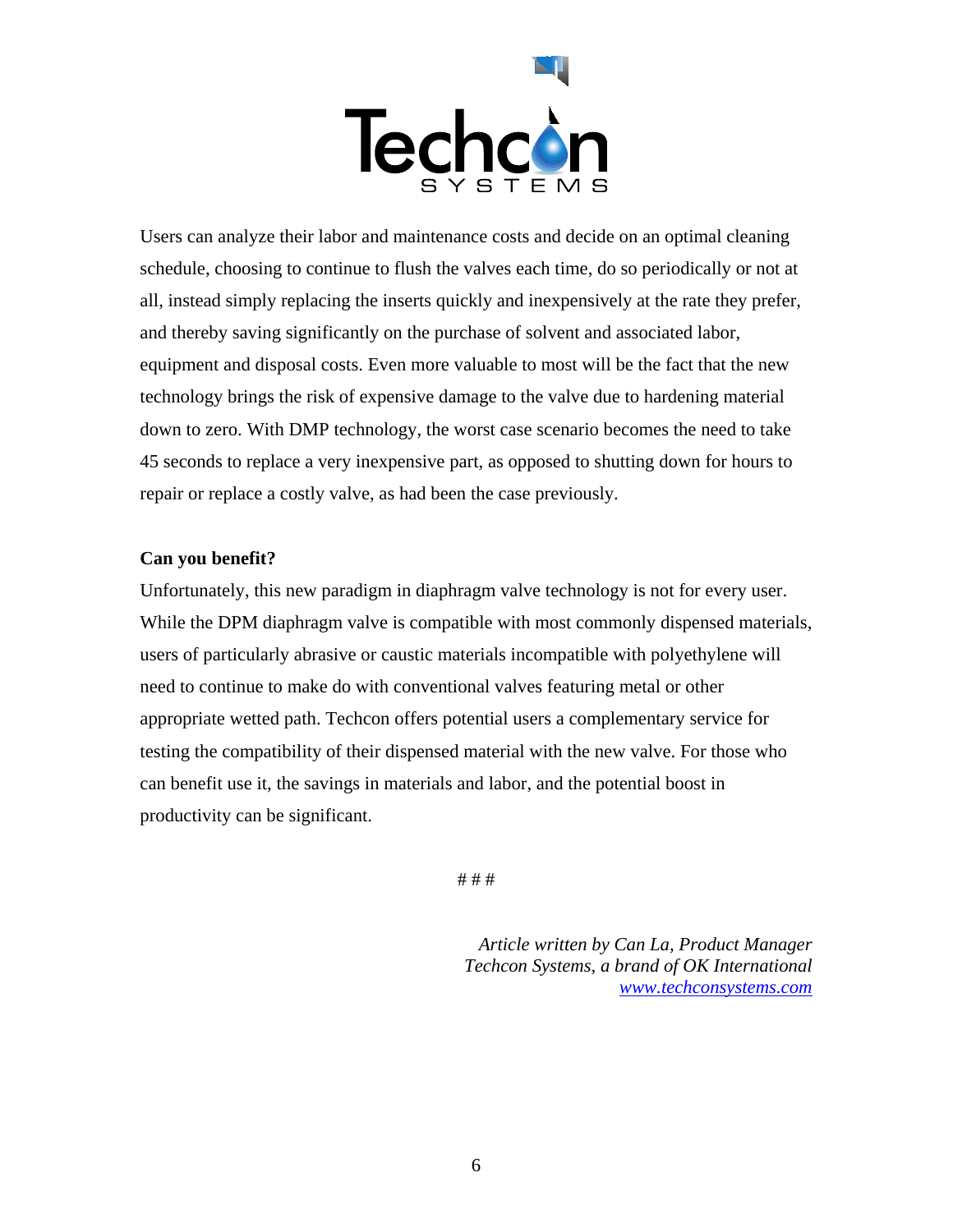Users can analyze their labor and maintenance costs and decide on an optimal cleaning schedule, choosing to continue to flush the valves each time, do so periodically or not at all, instead simply replacing the inserts quickly and inexpensively at the rate they prefer, and thereby saving significantly on the purchase of solvent and associated labor, equipment and disposal costs. Even more valuable to most will be the fact that the new technology brings the risk of expensive damage to the valve due to hardening material down to zero. With DMP technology, the worst case scenario becomes the need to take 45 seconds to replace a very inexpensive part, as opposed to shutting down for hours to repair or replace a costly valve, as had been the case previously.

**Can you benefit?**

Unfortunately, this new paradigm in diaphragm valve technology is not for every user. While the DPM diaphragm valve is compatible with most commonly dispensed materials, users of particularly abrasive or caustic materials incompatible with polyethylene will need to continue to make do with conventional valves featuring metal or other appropriate wetted path. Techcon offers potential users a complementary service for testing the compatibility of their dispensed material with the new valve. For those who can benefit use it, the savings in materials and labor, and the potential boost in productivity can be significant.

# # #

*Article written by Can La, Product Manager*
*Techcon Systems, a brand of OK International*
*www.techconsystems.com*